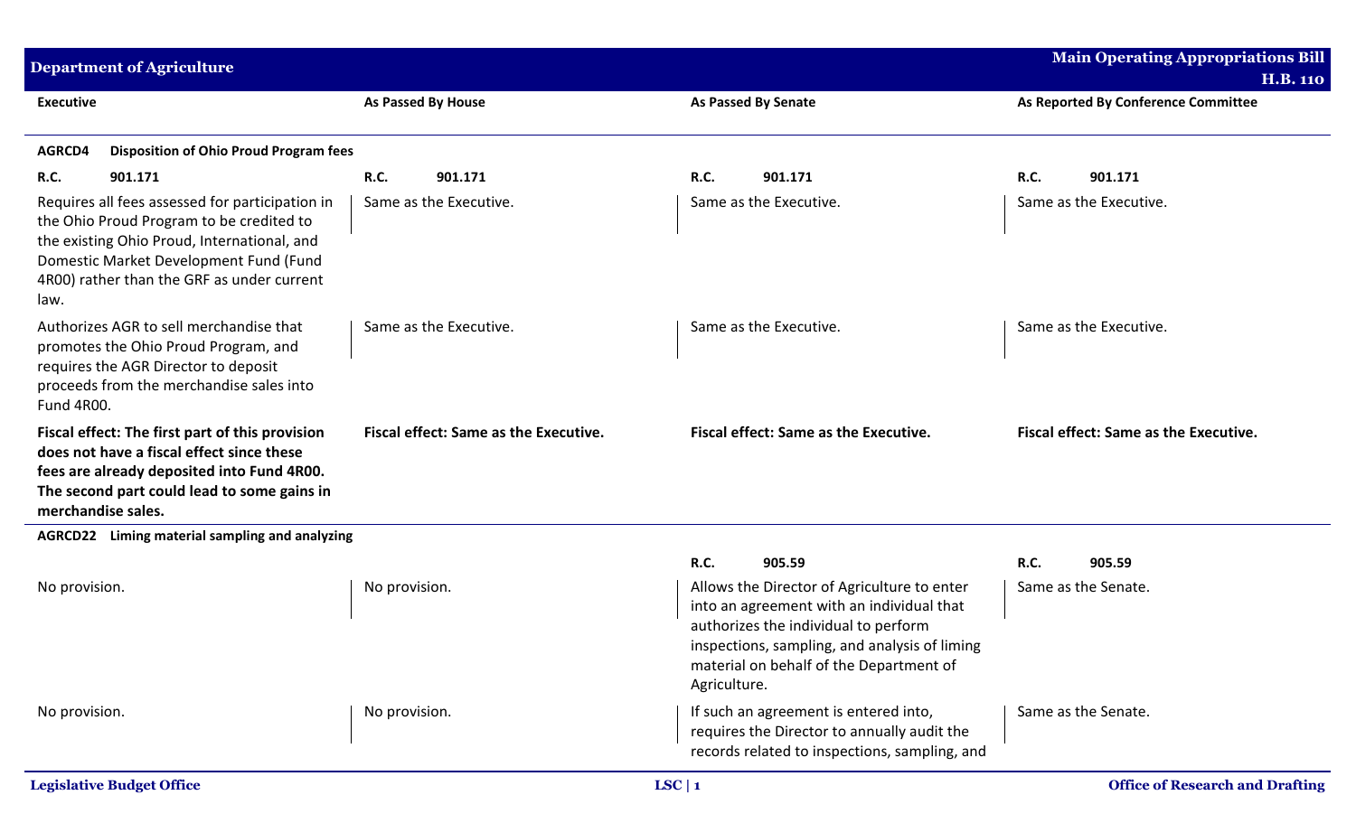| Executive | As Passed By House | As Passed By Senate | As Reported By Conference Committee |
|---|---|---|---|
| **AGRCD4 Disposition of Ohio Proud Program fees** | | | |
| **R.C. 901.171** | **R.C. 901.171** | **R.C. 901.171** | **R.C. 901.171** |
| Requires all fees assessed for participation in the Ohio Proud Program to be credited to the existing Ohio Proud, International, and Domestic Market Development Fund (Fund 4R00) rather than the GRF as under current law. | Same as the Executive. | Same as the Executive. | Same as the Executive. |
| Authorizes AGR to sell merchandise that promotes the Ohio Proud Program, and requires the AGR Director to deposit proceeds from the merchandise sales into Fund 4R00. | Same as the Executive. | Same as the Executive. | Same as the Executive. |
| **Fiscal effect: The first part of this provision does not have a fiscal effect since these fees are already deposited into Fund 4R00. The second part could lead to some gains in merchandise sales.** | **Fiscal effect: Same as the Executive.** | **Fiscal effect: Same as the Executive.** | **Fiscal effect: Same as the Executive.** |
| **AGRCD22 Liming material sampling and analyzing** | | | |
| | | **R.C. 905.59** | **R.C. 905.59** |
| No provision. | No provision. | Allows the Director of Agriculture to enter into an agreement with an individual that authorizes the individual to perform inspections, sampling, and analysis of liming material on behalf of the Department of Agriculture. | Same as the Senate. |
| No provision. | No provision. | If such an agreement is entered into, requires the Director to annually audit the records related to inspections, sampling, and | Same as the Senate. |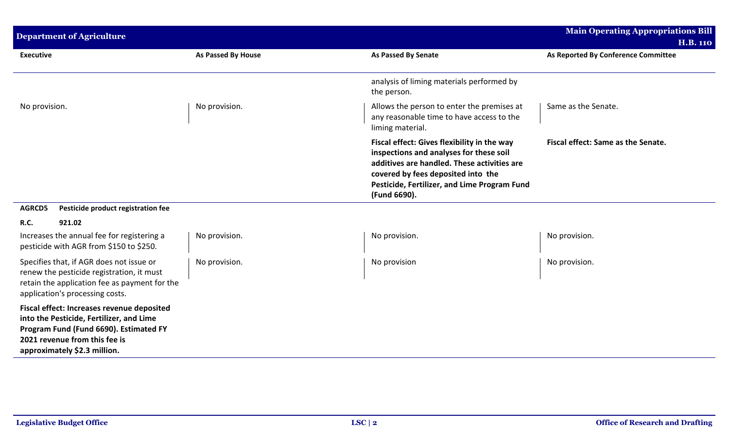| Executive | As Passed By House | As Passed By Senate | As Reported By Conference Committee |
|---|---|---|---|
| | | analysis of liming materials performed by the person. | |
| No provision. | No provision. | Allows the person to enter the premises at any reasonable time to have access to the liming material. | Same as the Senate. |
| | | **Fiscal effect: Gives flexibility in the way inspections and analyses for these soil additives are handled. These activities are covered by fees deposited into the Pesticide, Fertilizer, and Lime Program Fund (Fund 6690).** | **Fiscal effect: Same as the Senate.** |
| **AGRCD5 Pesticide product registration fee** | | | |
| **R.C. 921.02** | | | |
| Increases the annual fee for registering a pesticide with AGR from $150 to $250. | No provision. | No provision. | No provision. |
| Specifies that, if AGR does not issue or renew the pesticide registration, it must retain the application fee as payment for the application's processing costs. | No provision. | No provision | No provision. |
| **Fiscal effect: Increases revenue deposited into the Pesticide, Fertilizer, and Lime Program Fund (Fund 6690). Estimated FY 2021 revenue from this fee is approximately $2.3 million.** | | | |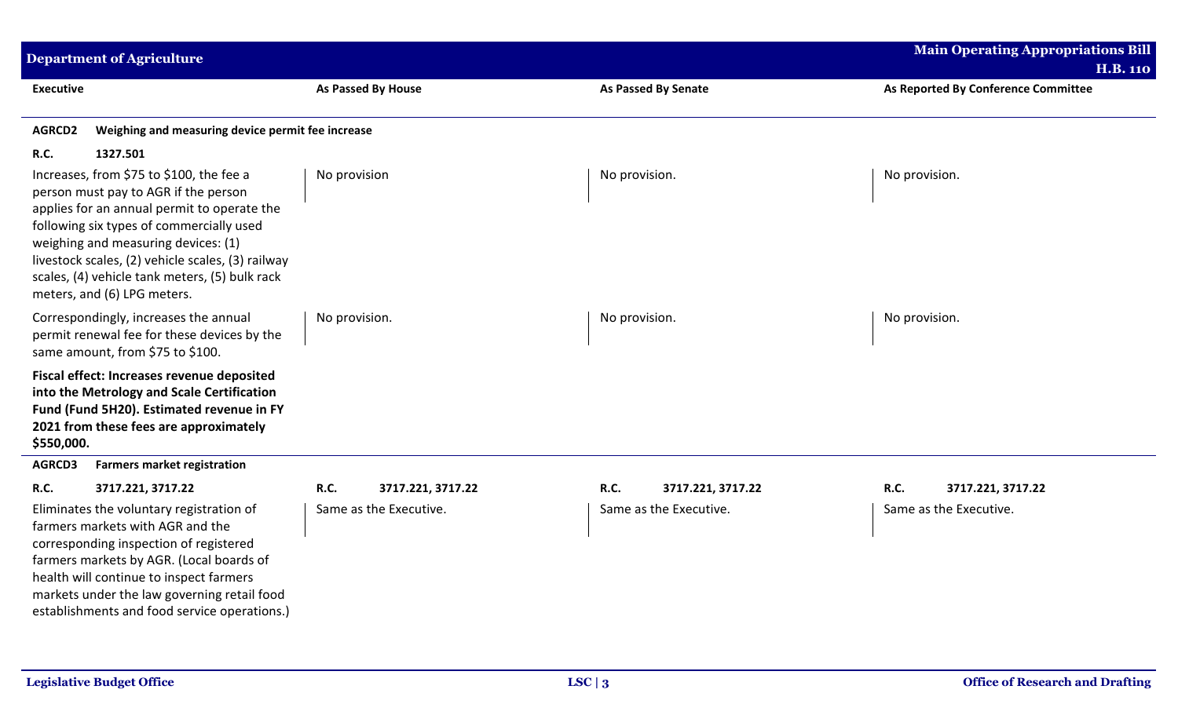| Executive | As Passed By House | As Passed By Senate | As Reported By Conference Committee |
|---|---|---|---|
| **AGRCD2 Weighing and measuring device permit fee increase** | | | |
| **R.C. 1327.501** | | | |
| Increases, from $75 to $100, the fee a person must pay to AGR if the person applies for an annual permit to operate the following six types of commercially used weighing and measuring devices: (1) livestock scales, (2) vehicle scales, (3) railway scales, (4) vehicle tank meters, (5) bulk rack meters, and (6) LPG meters. | No provision | No provision. | No provision. |
| Correspondingly, increases the annual permit renewal fee for these devices by the same amount, from $75 to $100. | No provision. | No provision. | No provision. |
| **Fiscal effect: Increases revenue deposited into the Metrology and Scale Certification Fund (Fund 5H20). Estimated revenue in FY 2021 from these fees are approximately $550,000.** | | | |
| **AGRCD3 Farmers market registration** | | | |
| **R.C. 3717.221, 3717.22** | **R.C. 3717.221, 3717.22** | **R.C. 3717.221, 3717.22** | **R.C. 3717.221, 3717.22** |
| Eliminates the voluntary registration of farmers markets with AGR and the corresponding inspection of registered farmers markets by AGR. (Local boards of health will continue to inspect farmers markets under the law governing retail food establishments and food service operations.) | Same as the Executive. | Same as the Executive. | Same as the Executive. |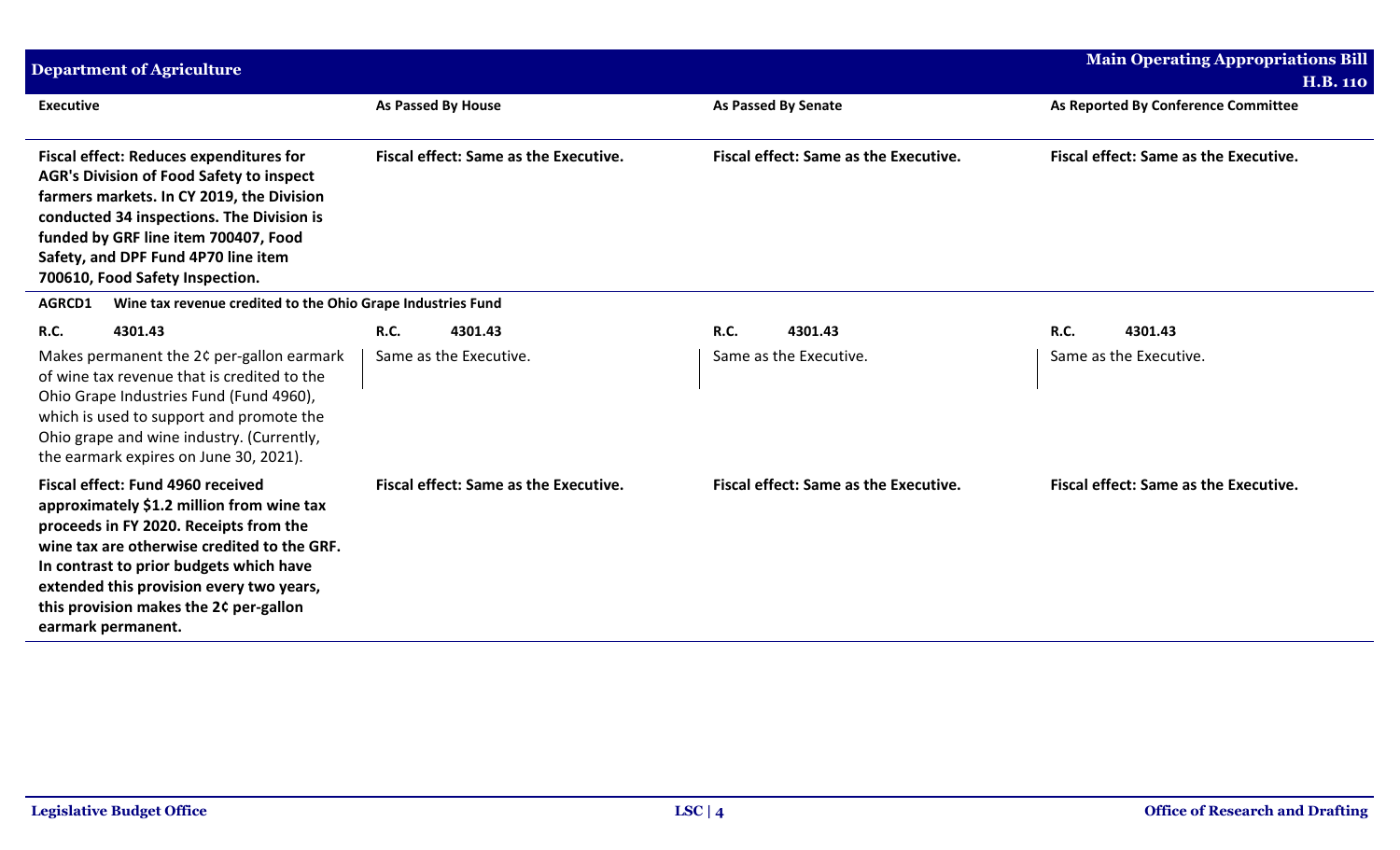| Executive | As Passed By House | As Passed By Senate | As Reported By Conference Committee |
|---|---|---|---|
| **Fiscal effect: Reduces expenditures for AGR's Division of Food Safety to inspect farmers markets. In CY 2019, the Division conducted 34 inspections. The Division is funded by GRF line item 700407, Food Safety, and DPF Fund 4P70 line item 700610, Food Safety Inspection.** | **Fiscal effect: Same as the Executive.** | **Fiscal effect: Same as the Executive.** | **Fiscal effect: Same as the Executive.** |
| **AGRCD1 Wine tax revenue credited to the Ohio Grape Industries Fund** | | | |
| **R.C. 4301.43** | **R.C. 4301.43** | **R.C. 4301.43** | **R.C. 4301.43** |
| Makes permanent the 2¢ per-gallon earmark of wine tax revenue that is credited to the Ohio Grape Industries Fund (Fund 4960), which is used to support and promote the Ohio grape and wine industry. (Currently, the earmark expires on June 30, 2021). | Same as the Executive. | Same as the Executive. | Same as the Executive. |
| **Fiscal effect: Fund 4960 received approximately $1.2 million from wine tax proceeds in FY 2020. Receipts from the wine tax are otherwise credited to the GRF. In contrast to prior budgets which have extended this provision every two years, this provision makes the 2¢ per-gallon earmark permanent.** | **Fiscal effect: Same as the Executive.** | **Fiscal effect: Same as the Executive.** | **Fiscal effect: Same as the Executive.** |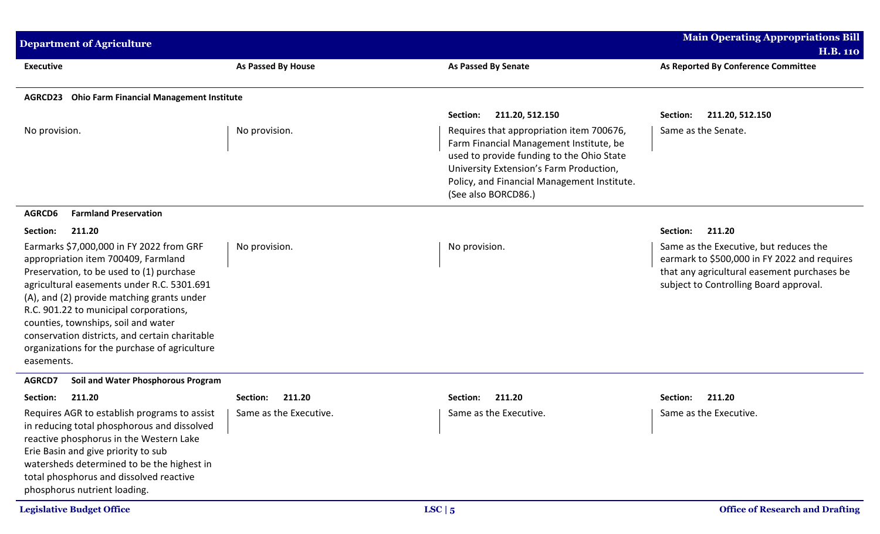| Executive | As Passed By House | As Passed By Senate | As Reported By Conference Committee |
|---|---|---|---|
| **AGRCD23 Ohio Farm Financial Management Institute** | | | |
| | | **Section: 211.20, 512.150** | **Section: 211.20, 512.150** |
| No provision. | No provision. | Requires that appropriation item 700676, Farm Financial Management Institute, be used to provide funding to the Ohio State University Extension's Farm Production, Policy, and Financial Management Institute. (See also BORCD86.) | Same as the Senate. |
| **AGRCD6 Farmland Preservation** | | | |
| **Section: 211.20** | | | **Section: 211.20** |
| Earmarks $7,000,000 in FY 2022 from GRF appropriation item 700409, Farmland Preservation, to be used to (1) purchase agricultural easements under R.C. 5301.691 (A), and (2) provide matching grants under R.C. 901.22 to municipal corporations, counties, townships, soil and water conservation districts, and certain charitable organizations for the purchase of agriculture easements. | No provision. | No provision. | Same as the Executive, but reduces the earmark to $500,000 in FY 2022 and requires that any agricultural easement purchases be subject to Controlling Board approval. |
| **AGRCD7 Soil and Water Phosphorous Program** | | | |
| **Section: 211.20** | **Section: 211.20** | **Section: 211.20** | **Section: 211.20** |
| Requires AGR to establish programs to assist in reducing total phosphorous and dissolved reactive phosphorus in the Western Lake Erie Basin and give priority to sub watersheds determined to be the highest in total phosphorus and dissolved reactive phosphorus nutrient loading. | Same as the Executive. | Same as the Executive. | Same as the Executive. |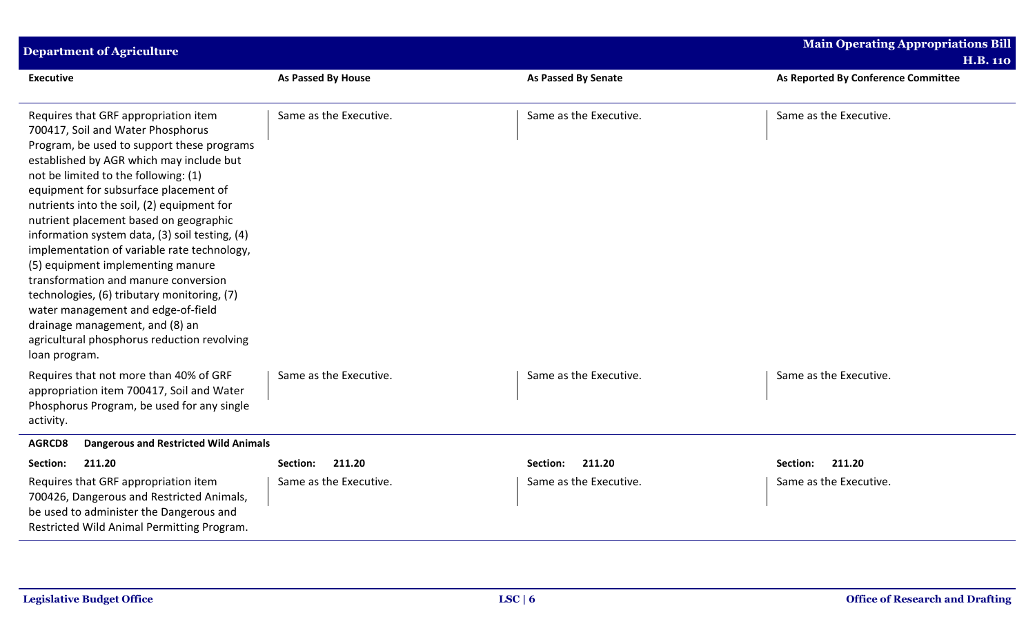| Executive | As Passed By House | As Passed By Senate | As Reported By Conference Committee |
| --- | --- | --- | --- |
| Requires that GRF appropriation item 700417, Soil and Water Phosphorus Program, be used to support these programs established by AGR which may include but not be limited to the following: (1) equipment for subsurface placement of nutrients into the soil, (2) equipment for nutrient placement based on geographic information system data, (3) soil testing, (4) implementation of variable rate technology, (5) equipment implementing manure transformation and manure conversion technologies, (6) tributary monitoring, (7) water management and edge-of-field drainage management, and (8) an agricultural phosphorus reduction revolving loan program. | Same as the Executive. | Same as the Executive. | Same as the Executive. |
| Requires that not more than 40% of GRF appropriation item 700417, Soil and Water Phosphorus Program, be used for any single activity. | Same as the Executive. | Same as the Executive. | Same as the Executive. |
| **AGRCD8 Dangerous and Restricted Wild Animals** | | | |
| **Section: 211.20** | **Section: 211.20** | **Section: 211.20** | **Section: 211.20** |
| Requires that GRF appropriation item 700426, Dangerous and Restricted Animals, be used to administer the Dangerous and Restricted Wild Animal Permitting Program. | Same as the Executive. | Same as the Executive. | Same as the Executive. |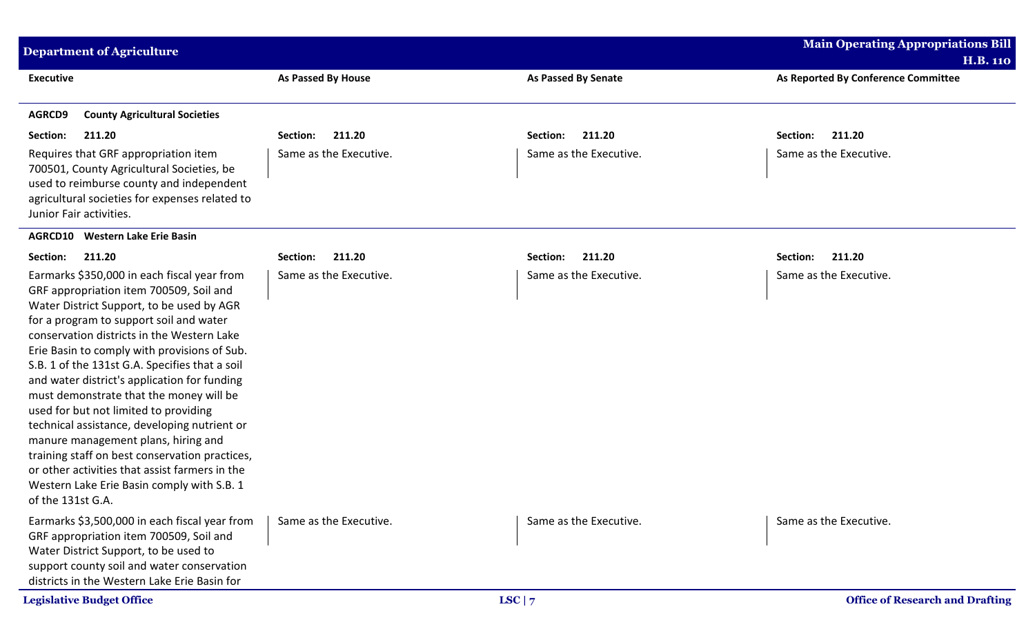| Executive | As Passed By House | As Passed By Senate | As Reported By Conference Committee |
|---|---|---|---|
| **AGRCD9 County Agricultural Societies** | | | |
| **Section: 211.20** | **Section: 211.20** | **Section: 211.20** | **Section: 211.20** |
| Requires that GRF appropriation item 700501, County Agricultural Societies, be used to reimburse county and independent agricultural societies for expenses related to Junior Fair activities. | Same as the Executive. | Same as the Executive. | Same as the Executive. |
| **AGRCD10 Western Lake Erie Basin** | | | |
| **Section: 211.20** | **Section: 211.20** | **Section: 211.20** | **Section: 211.20** |
| Earmarks $350,000 in each fiscal year from GRF appropriation item 700509, Soil and Water District Support, to be used by AGR for a program to support soil and water conservation districts in the Western Lake Erie Basin to comply with provisions of Sub. S.B. 1 of the 131st G.A. Specifies that a soil and water district's application for funding must demonstrate that the money will be used for but not limited to providing technical assistance, developing nutrient or manure management plans, hiring and training staff on best conservation practices, or other activities that assist farmers in the Western Lake Erie Basin comply with S.B. 1 of the 131st G.A. | Same as the Executive. | Same as the Executive. | Same as the Executive. |
| Earmarks $3,500,000 in each fiscal year from GRF appropriation item 700509, Soil and Water District Support, to be used to support county soil and water conservation districts in the Western Lake Erie Basin for | Same as the Executive. | Same as the Executive. | Same as the Executive. |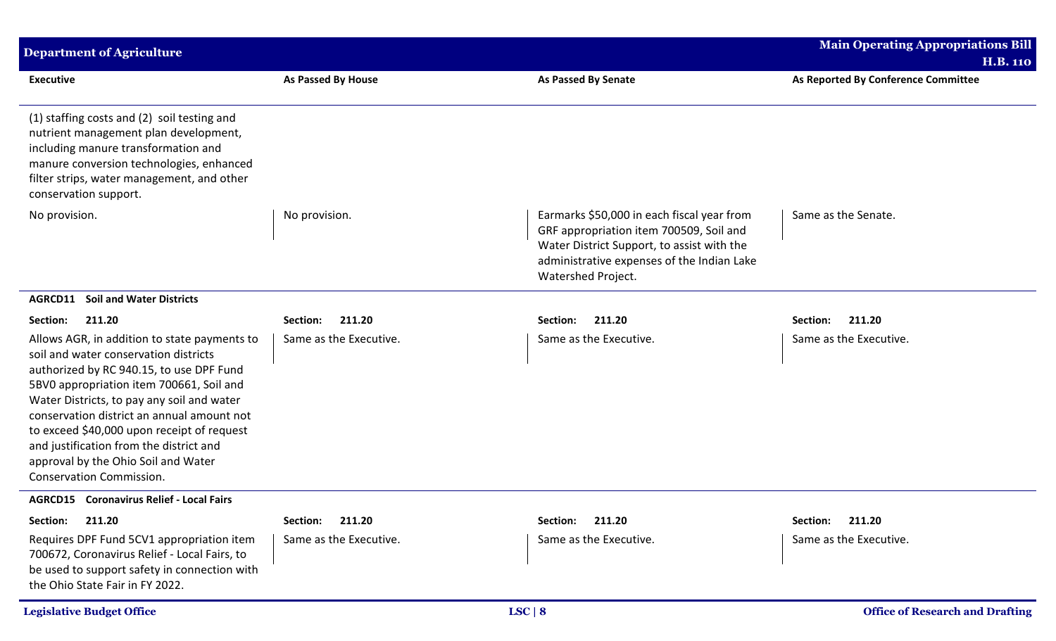| Executive | As Passed By House | As Passed By Senate | As Reported By Conference Committee |
|---|---|---|---|
| (1) staffing costs and (2) soil testing and nutrient management plan development, including manure transformation and manure conversion technologies, enhanced filter strips, water management, and other conservation support. | | | |
| No provision. | No provision. | Earmarks $50,000 in each fiscal year from GRF appropriation item 700509, Soil and Water District Support, to assist with the administrative expenses of the Indian Lake Watershed Project. | Same as the Senate. |
| **AGRCD11 Soil and Water Districts** | | | |
| **Section: 211.20** | **Section: 211.20** | **Section: 211.20** | **Section: 211.20** |
| Allows AGR, in addition to state payments to soil and water conservation districts authorized by RC 940.15, to use DPF Fund 5BV0 appropriation item 700661, Soil and Water Districts, to pay any soil and water conservation district an annual amount not to exceed $40,000 upon receipt of request and justification from the district and approval by the Ohio Soil and Water Conservation Commission. | Same as the Executive. | Same as the Executive. | Same as the Executive. |
| **AGRCD15 Coronavirus Relief - Local Fairs** | | | |
| **Section: 211.20** | **Section: 211.20** | **Section: 211.20** | **Section: 211.20** |
| Requires DPF Fund 5CV1 appropriation item 700672, Coronavirus Relief - Local Fairs, to be used to support safety in connection with the Ohio State Fair in FY 2022. | Same as the Executive. | Same as the Executive. | Same as the Executive. |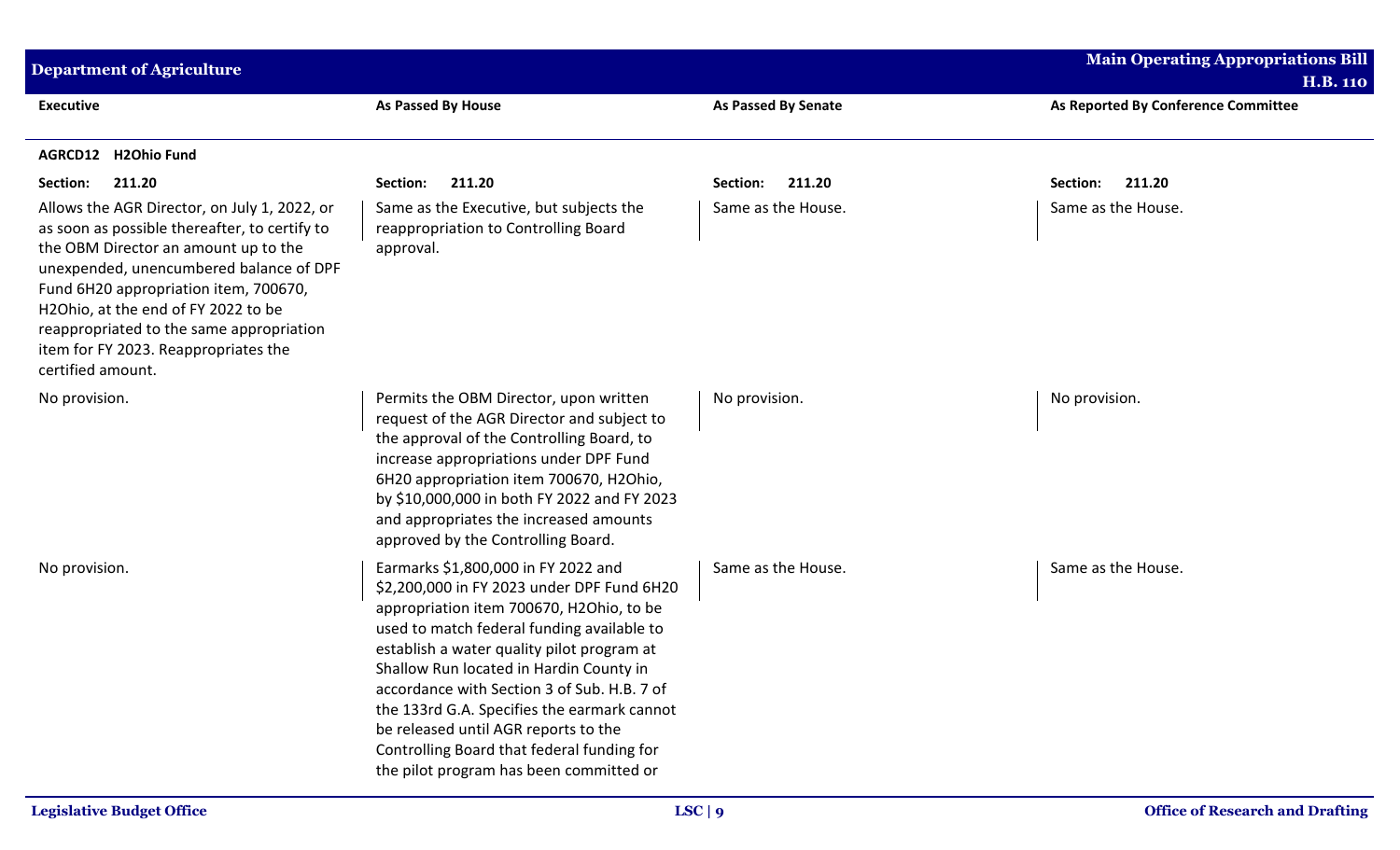| Executive | As Passed By House | As Passed By Senate | As Reported By Conference Committee |
|---|---|---|---|
| **AGRCD12 H2Ohio Fund** | | | |
| **Section: 211.20** | **Section: 211.20** | **Section: 211.20** | **Section: 211.20** |
| Allows the AGR Director, on July 1, 2022, or as soon as possible thereafter, to certify to the OBM Director an amount up to the unexpended, unencumbered balance of DPF Fund 6H20 appropriation item, 700670, H2Ohio, at the end of FY 2022 to be reappropriated to the same appropriation item for FY 2023. Reappropriates the certified amount. | Same as the Executive, but subjects the reappropriation to Controlling Board approval. | Same as the House. | Same as the House. |
| No provision. | Permits the OBM Director, upon written request of the AGR Director and subject to the approval of the Controlling Board, to increase appropriations under DPF Fund 6H20 appropriation item 700670, H2Ohio, by $10,000,000 in both FY 2022 and FY 2023 and appropriates the increased amounts approved by the Controlling Board. | No provision. | No provision. |
| No provision. | Earmarks $1,800,000 in FY 2022 and $2,200,000 in FY 2023 under DPF Fund 6H20 appropriation item 700670, H2Ohio, to be used to match federal funding available to establish a water quality pilot program at Shallow Run located in Hardin County in accordance with Section 3 of Sub. H.B. 7 of the 133rd G.A. Specifies the earmark cannot be released until AGR reports to the Controlling Board that federal funding for the pilot program has been committed or | Same as the House. | Same as the House. |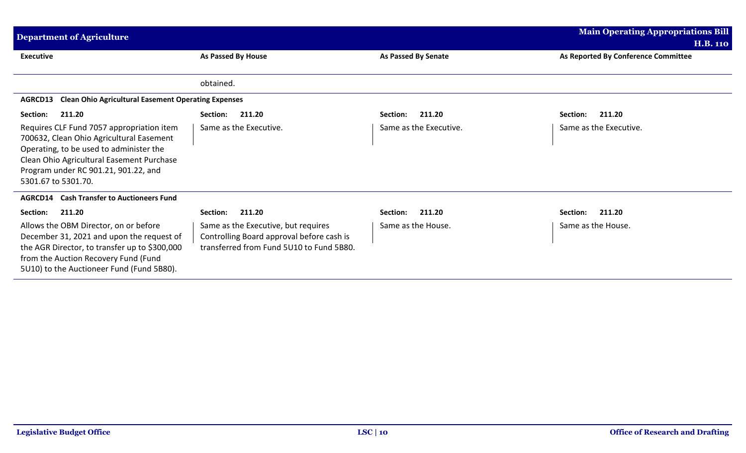| Executive | As Passed By House | As Passed By Senate | As Reported By Conference Committee |
|---|---|---|---|
| | obtained. | | |
| **AGRCD13 Clean Ohio Agricultural Easement Operating Expenses** | | | |
| **Section: 211.20** | **Section: 211.20** | **Section: 211.20** | **Section: 211.20** |
| Requires CLF Fund 7057 appropriation item 700632, Clean Ohio Agricultural Easement Operating, to be used to administer the Clean Ohio Agricultural Easement Purchase Program under RC 901.21, 901.22, and 5301.67 to 5301.70. | Same as the Executive. | Same as the Executive. | Same as the Executive. |
| **AGRCD14 Cash Transfer to Auctioneers Fund** | | | |
| **Section: 211.20** | **Section: 211.20** | **Section: 211.20** | **Section: 211.20** |
| Allows the OBM Director, on or before December 31, 2021 and upon the request of the AGR Director, to transfer up to $300,000 from the Auction Recovery Fund (Fund 5U10) to the Auctioneer Fund (Fund 5B80). | Same as the Executive, but requires Controlling Board approval before cash is transferred from Fund 5U10 to Fund 5B80. | Same as the House. | Same as the House. |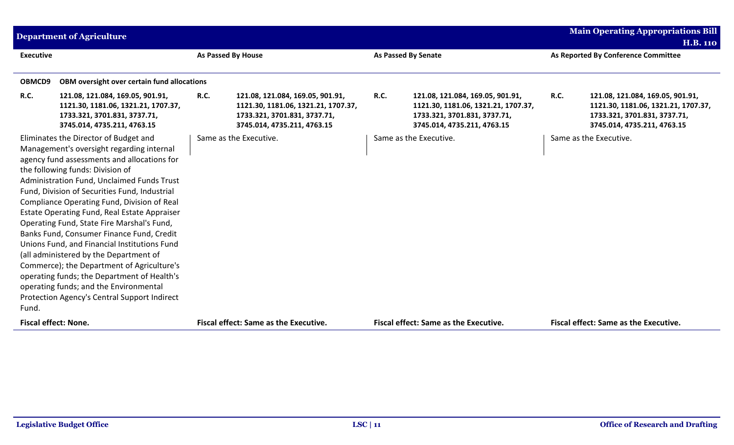| Executive | As Passed By House | As Passed By Senate | As Reported By Conference Committee |
|---|---|---|---|
| **OBMCD9 OBM oversight over certain fund allocations** | | | |
| **R.C. 121.08, 121.084, 169.05, 901.91, 1121.30, 1181.06, 1321.21, 1707.37, 1733.321, 3701.831, 3737.71, 3745.014, 4735.211, 4763.15** | **R.C. 121.08, 121.084, 169.05, 901.91, 1121.30, 1181.06, 1321.21, 1707.37, 1733.321, 3701.831, 3737.71, 3745.014, 4735.211, 4763.15** | **R.C. 121.08, 121.084, 169.05, 901.91, 1121.30, 1181.06, 1321.21, 1707.37, 1733.321, 3701.831, 3737.71, 3745.014, 4735.211, 4763.15** | **R.C. 121.08, 121.084, 169.05, 901.91, 1121.30, 1181.06, 1321.21, 1707.37, 1733.321, 3701.831, 3737.71, 3745.014, 4735.211, 4763.15** |
| Eliminates the Director of Budget and Management's oversight regarding internal agency fund assessments and allocations for the following funds: Division of Administration Fund, Unclaimed Funds Trust Fund, Division of Securities Fund, Industrial Compliance Operating Fund, Division of Real Estate Operating Fund, Real Estate Appraiser Operating Fund, State Fire Marshal's Fund, Banks Fund, Consumer Finance Fund, Credit Unions Fund, and Financial Institutions Fund (all administered by the Department of Commerce); the Department of Agriculture's operating funds; the Department of Health's operating funds; and the Environmental Protection Agency's Central Support Indirect Fund. | Same as the Executive. | Same as the Executive. | Same as the Executive. |
| **Fiscal effect: None.** | **Fiscal effect: Same as the Executive.** | **Fiscal effect: Same as the Executive.** | **Fiscal effect: Same as the Executive.** |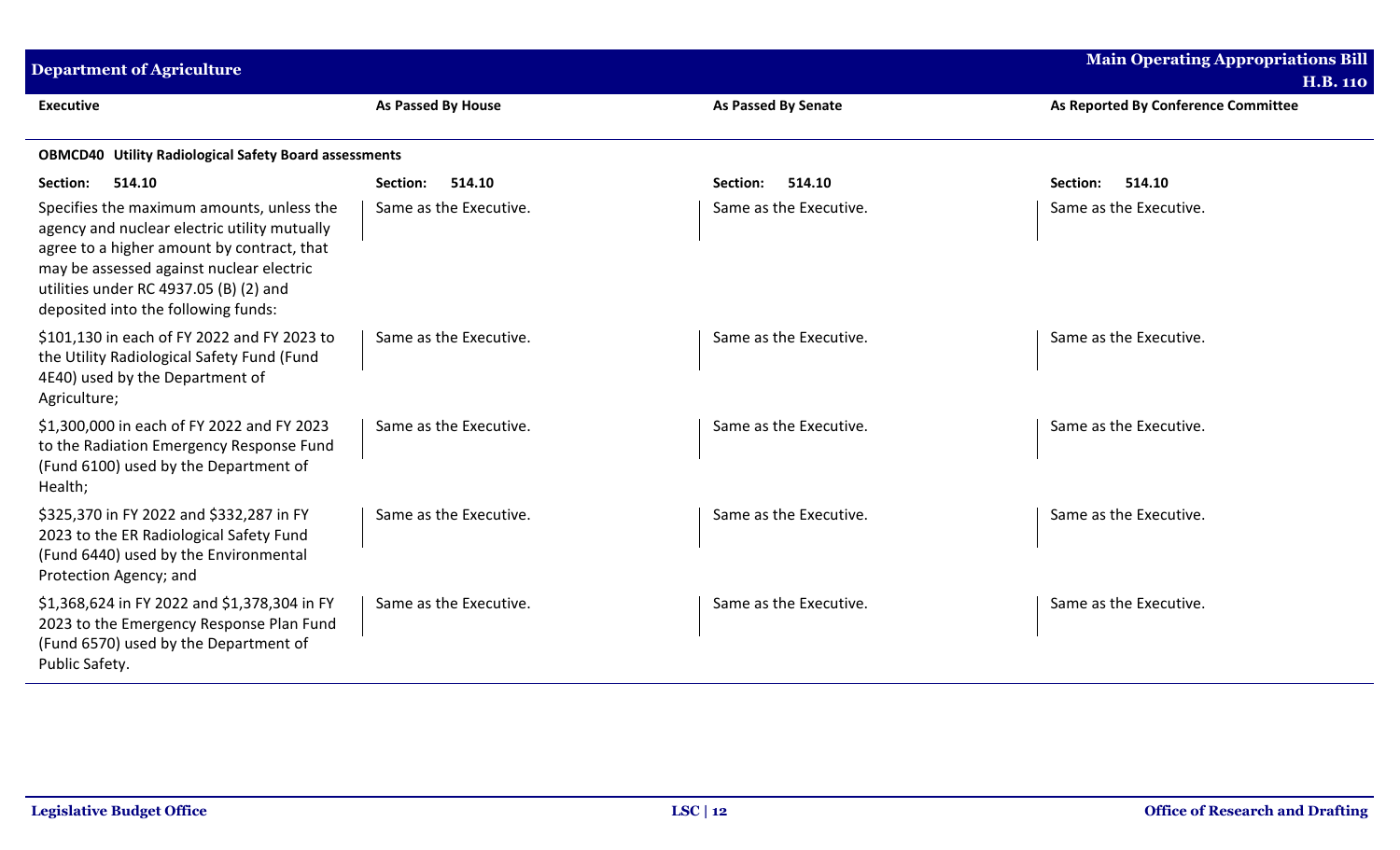| Executive | As Passed By House | As Passed By Senate | As Reported By Conference Committee |
|---|---|---|---|
| **OBMCD40 Utility Radiological Safety Board assessments** | | | |
| **Section: 514.10** | **Section: 514.10** | **Section: 514.10** | **Section: 514.10** |
| Specifies the maximum amounts, unless the agency and nuclear electric utility mutually agree to a higher amount by contract, that may be assessed against nuclear electric utilities under RC 4937.05 (B) (2) and deposited into the following funds: | Same as the Executive. | Same as the Executive. | Same as the Executive. |
| $101,130 in each of FY 2022 and FY 2023 to the Utility Radiological Safety Fund (Fund 4E40) used by the Department of Agriculture; | Same as the Executive. | Same as the Executive. | Same as the Executive. |
| $1,300,000 in each of FY 2022 and FY 2023 to the Radiation Emergency Response Fund (Fund 6100) used by the Department of Health; | Same as the Executive. | Same as the Executive. | Same as the Executive. |
| $325,370 in FY 2022 and $332,287 in FY 2023 to the ER Radiological Safety Fund (Fund 6440) used by the Environmental Protection Agency; and | Same as the Executive. | Same as the Executive. | Same as the Executive. |
| $1,368,624 in FY 2022 and $1,378,304 in FY 2023 to the Emergency Response Plan Fund (Fund 6570) used by the Department of Public Safety. | Same as the Executive. | Same as the Executive. | Same as the Executive. |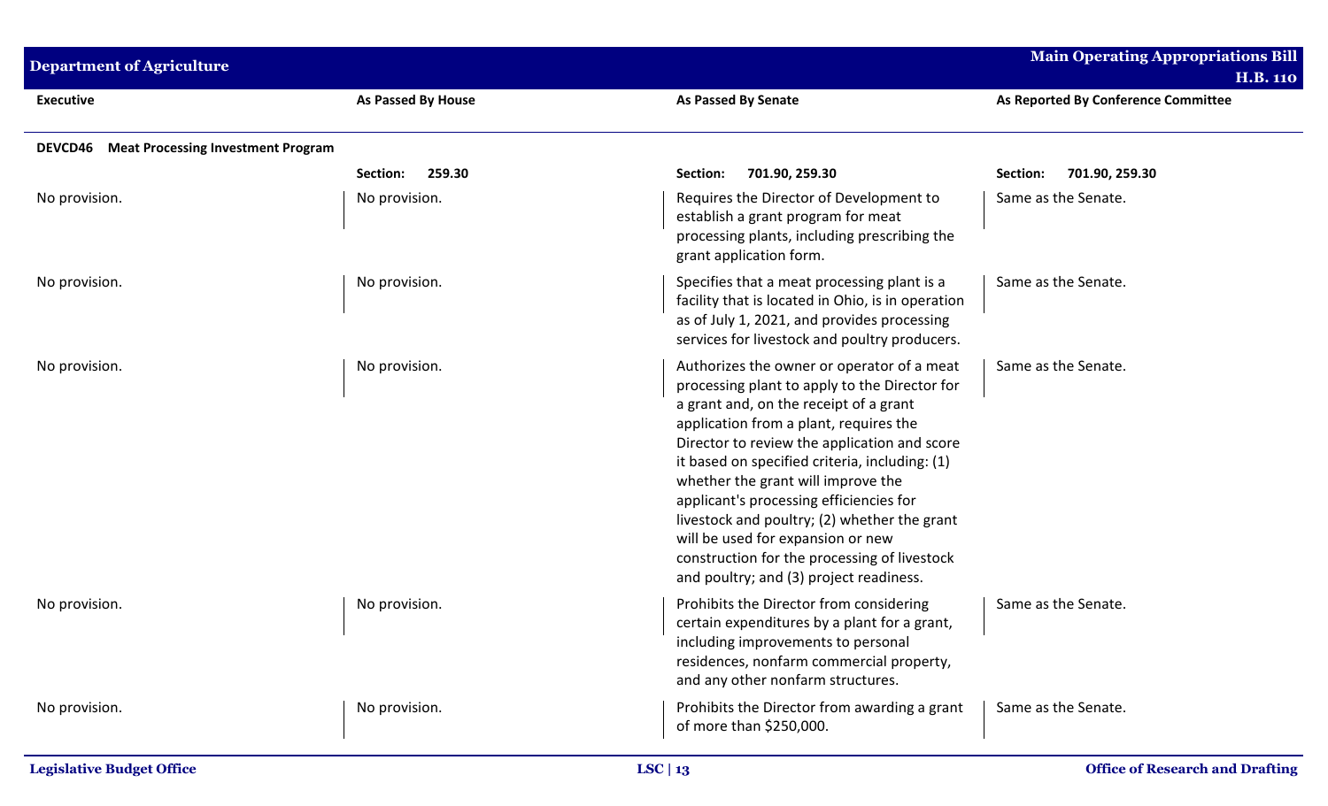| Executive | As Passed By House | As Passed By Senate | As Reported By Conference Committee |
|---|---|---|---|
| **DEVCD46 Meat Processing Investment Program** | | | |
| | **Section: 259.30** | **Section: 701.90, 259.30** | **Section: 701.90, 259.30** |
| No provision. | No provision. | Requires the Director of Development to establish a grant program for meat processing plants, including prescribing the grant application form. | Same as the Senate. |
| No provision. | No provision. | Specifies that a meat processing plant is a facility that is located in Ohio, is in operation as of July 1, 2021, and provides processing services for livestock and poultry producers. | Same as the Senate. |
| No provision. | No provision. | Authorizes the owner or operator of a meat processing plant to apply to the Director for a grant and, on the receipt of a grant application from a plant, requires the Director to review the application and score it based on specified criteria, including: (1) whether the grant will improve the applicant's processing efficiencies for livestock and poultry; (2) whether the grant will be used for expansion or new construction for the processing of livestock and poultry; and (3) project readiness. | Same as the Senate. |
| No provision. | No provision. | Prohibits the Director from considering certain expenditures by a plant for a grant, including improvements to personal residences, nonfarm commercial property, and any other nonfarm structures. | Same as the Senate. |
| No provision. | No provision. | Prohibits the Director from awarding a grant of more than $250,000. | Same as the Senate. |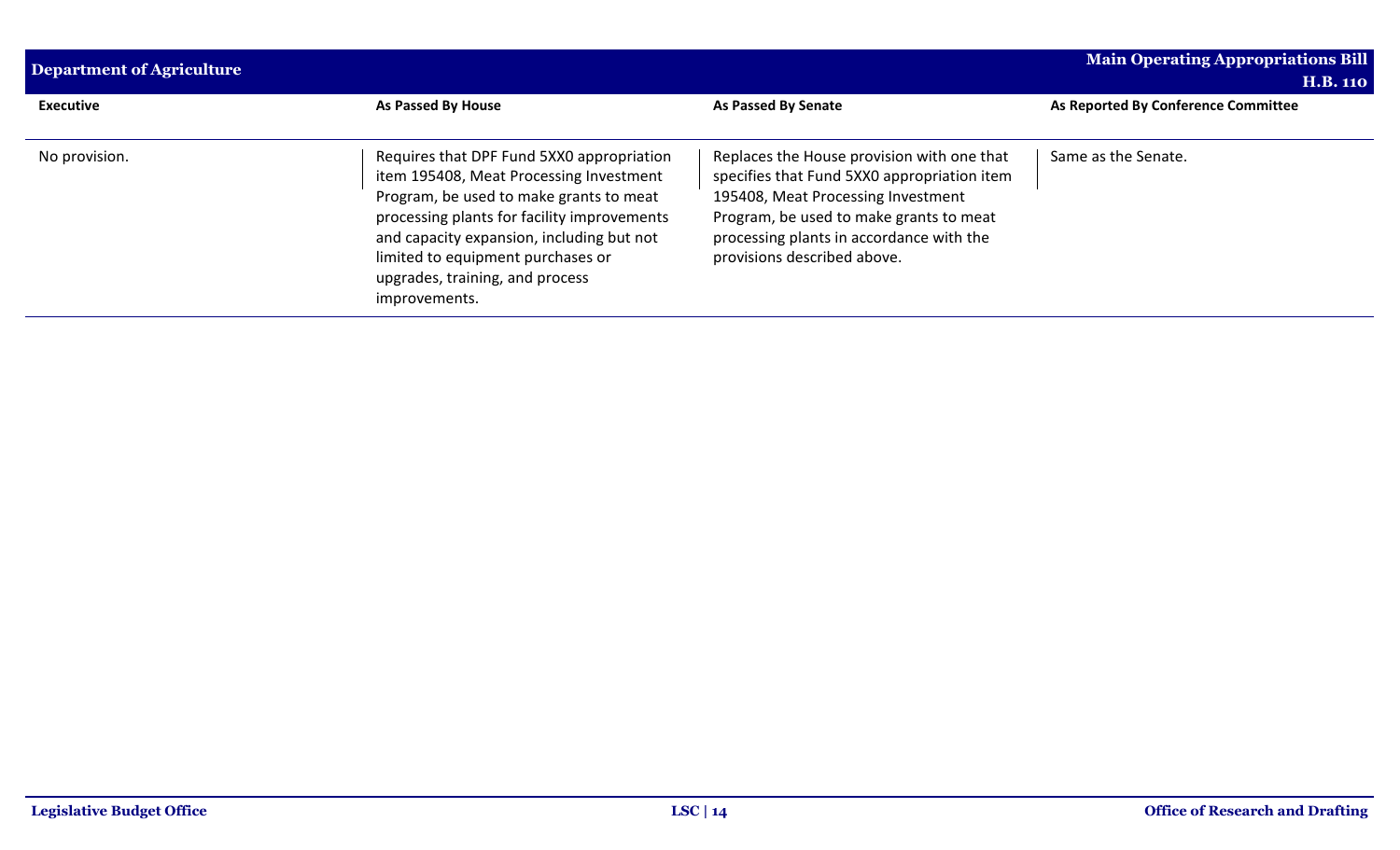| Executive | As Passed By House | As Passed By Senate | As Reported By Conference Committee |
|---|---|---|---|
| No provision. | Requires that DPF Fund 5XX0 appropriation item 195408, Meat Processing Investment Program, be used to make grants to meat processing plants for facility improvements and capacity expansion, including but not limited to equipment purchases or upgrades, training, and process improvements. | Replaces the House provision with one that specifies that Fund 5XX0 appropriation item 195408, Meat Processing Investment Program, be used to make grants to meat processing plants in accordance with the provisions described above. | Same as the Senate. |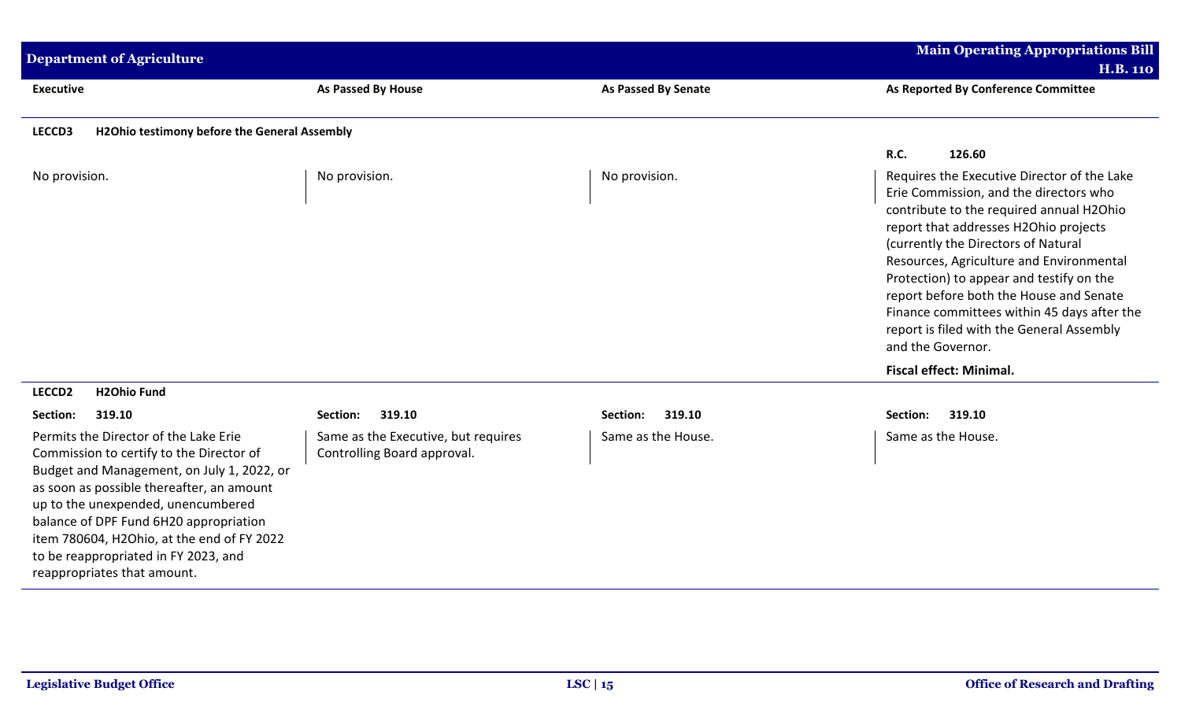| Executive | As Passed By House | As Passed By Senate | As Reported By Conference Committee |
|---|---|---|---|
| **LECCD3 H2Ohio testimony before the General Assembly** | | | |
| | | | **R.C. 126.60** |
| No provision. | No provision. | No provision. | Requires the Executive Director of the Lake Erie Commission, and the directors who contribute to the required annual H2Ohio report that addresses H2Ohio projects (currently the Directors of Natural Resources, Agriculture and Environmental Protection) to appear and testify on the report before both the House and Senate Finance committees within 45 days after the report is filed with the General Assembly and the Governor.<br><br>**Fiscal effect: Minimal.** |
| **LECCD2 H2Ohio Fund** | | | |
| **Section: 319.10** | **Section: 319.10** | **Section: 319.10** | **Section: 319.10** |
| Permits the Director of the Lake Erie Commission to certify to the Director of Budget and Management, on July 1, 2022, or as soon as possible thereafter, an amount up to the unexpended, unencumbered balance of DPF Fund 6H20 appropriation item 780604, H2Ohio, at the end of FY 2022 to be reappropriated in FY 2023, and reappropriates that amount. | Same as the Executive, but requires Controlling Board approval. | Same as the House. | Same as the House. |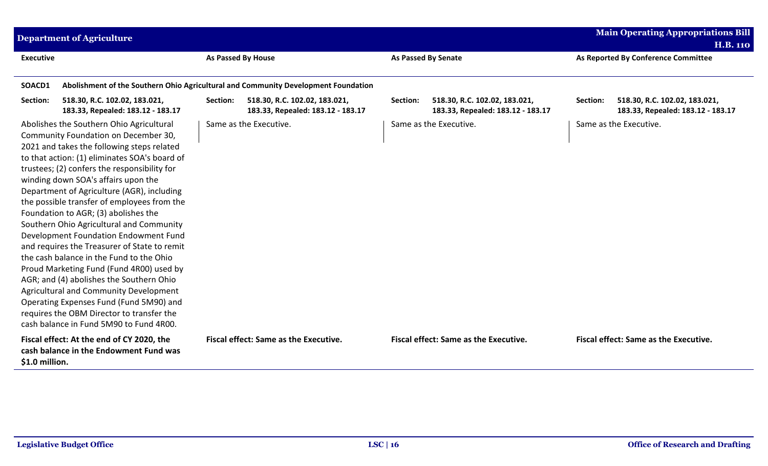| Executive | As Passed By House | As Passed By Senate | As Reported By Conference Committee |
|---|---|---|---|
| **SOACD1 Abolishment of the Southern Ohio Agricultural and Community Development Foundation** | | | |
| **Section: 518.30, R.C. 102.02, 183.021, 183.33, Repealed: 183.12 - 183.17** | **Section: 518.30, R.C. 102.02, 183.021, 183.33, Repealed: 183.12 - 183.17** | **Section: 518.30, R.C. 102.02, 183.021, 183.33, Repealed: 183.12 - 183.17** | **Section: 518.30, R.C. 102.02, 183.021, 183.33, Repealed: 183.12 - 183.17** |
| Abolishes the Southern Ohio Agricultural Community Foundation on December 30, 2021 and takes the following steps related to that action: (1) eliminates SOA's board of trustees; (2) confers the responsibility for winding down SOA's affairs upon the Department of Agriculture (AGR), including the possible transfer of employees from the Foundation to AGR; (3) abolishes the Southern Ohio Agricultural and Community Development Foundation Endowment Fund and requires the Treasurer of State to remit the cash balance in the Fund to the Ohio Proud Marketing Fund (Fund 4R00) used by AGR; and (4) abolishes the Southern Ohio Agricultural and Community Development Operating Expenses Fund (Fund 5M90) and requires the OBM Director to transfer the cash balance in Fund 5M90 to Fund 4R00. | Same as the Executive. | Same as the Executive. | Same as the Executive. |
| **Fiscal effect: At the end of CY 2020, the cash balance in the Endowment Fund was $1.0 million.** | **Fiscal effect: Same as the Executive.** | **Fiscal effect: Same as the Executive.** | **Fiscal effect: Same as the Executive.** |